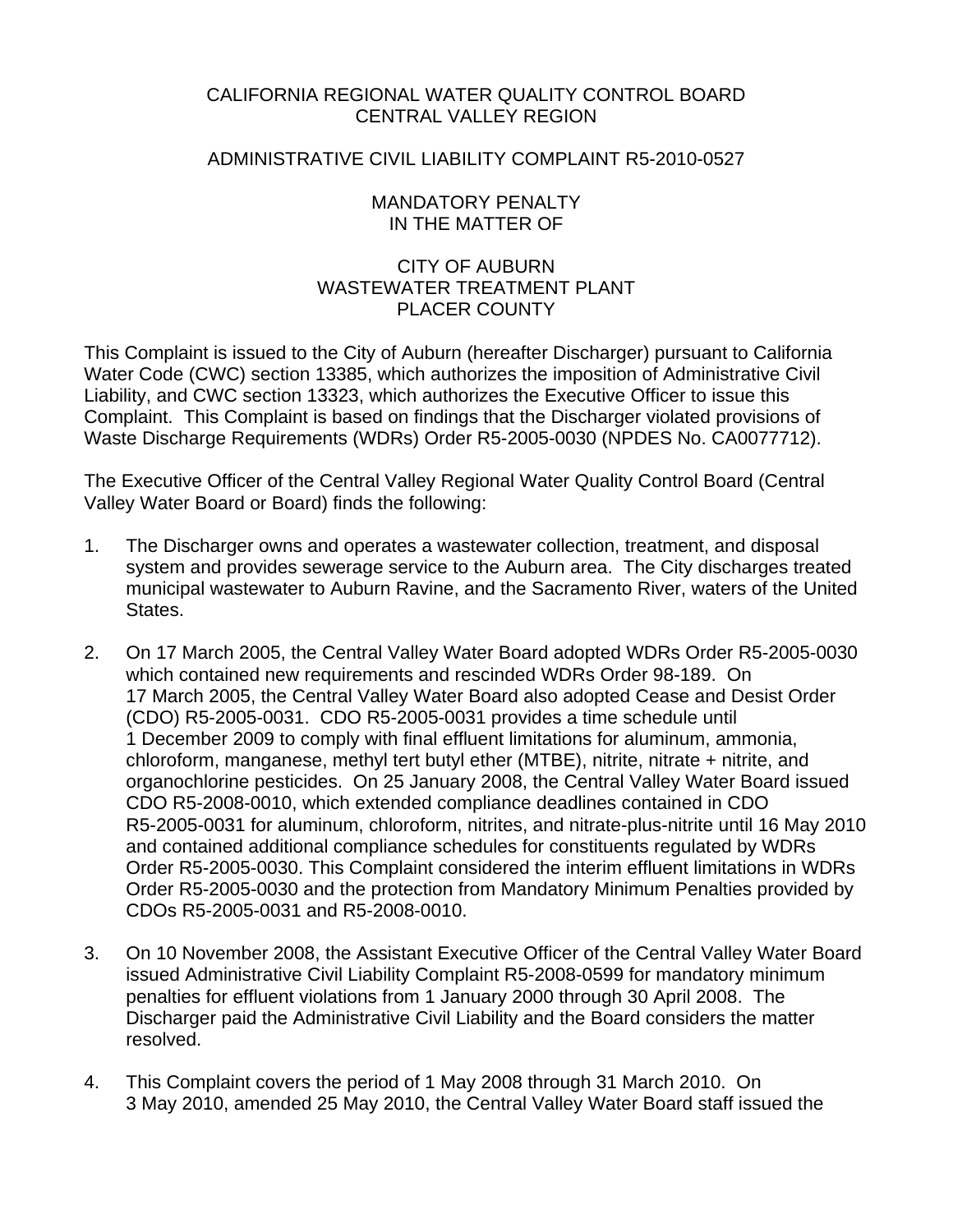CALIFORNIA REGIONAL WATER QUALITY CONTROL BOARD
CENTRAL VALLEY REGION

ADMINISTRATIVE CIVIL LIABILITY COMPLAINT R5-2010-0527

MANDATORY PENALTY
IN THE MATTER OF

CITY OF AUBURN
WASTEWATER TREATMENT PLANT
PLACER COUNTY

This Complaint is issued to the City of Auburn (hereafter Discharger) pursuant to California Water Code (CWC) section 13385, which authorizes the imposition of Administrative Civil Liability, and CWC section 13323, which authorizes the Executive Officer to issue this Complaint. This Complaint is based on findings that the Discharger violated provisions of Waste Discharge Requirements (WDRs) Order R5-2005-0030 (NPDES No. CA0077712).

The Executive Officer of the Central Valley Regional Water Quality Control Board (Central Valley Water Board or Board) finds the following:

1. The Discharger owns and operates a wastewater collection, treatment, and disposal system and provides sewerage service to the Auburn area. The City discharges treated municipal wastewater to Auburn Ravine, and the Sacramento River, waters of the United States.

2. On 17 March 2005, the Central Valley Water Board adopted WDRs Order R5-2005-0030 which contained new requirements and rescinded WDRs Order 98-189. On 17 March 2005, the Central Valley Water Board also adopted Cease and Desist Order (CDO) R5-2005-0031. CDO R5-2005-0031 provides a time schedule until 1 December 2009 to comply with final effluent limitations for aluminum, ammonia, chloroform, manganese, methyl tert butyl ether (MTBE), nitrite, nitrate + nitrite, and organochlorine pesticides. On 25 January 2008, the Central Valley Water Board issued CDO R5-2008-0010, which extended compliance deadlines contained in CDO R5-2005-0031 for aluminum, chloroform, nitrites, and nitrate-plus-nitrite until 16 May 2010 and contained additional compliance schedules for constituents regulated by WDRs Order R5-2005-0030. This Complaint considered the interim effluent limitations in WDRs Order R5-2005-0030 and the protection from Mandatory Minimum Penalties provided by CDOs R5-2005-0031 and R5-2008-0010.

3. On 10 November 2008, the Assistant Executive Officer of the Central Valley Water Board issued Administrative Civil Liability Complaint R5-2008-0599 for mandatory minimum penalties for effluent violations from 1 January 2000 through 30 April 2008. The Discharger paid the Administrative Civil Liability and the Board considers the matter resolved.

4. This Complaint covers the period of 1 May 2008 through 31 March 2010. On 3 May 2010, amended 25 May 2010, the Central Valley Water Board staff issued the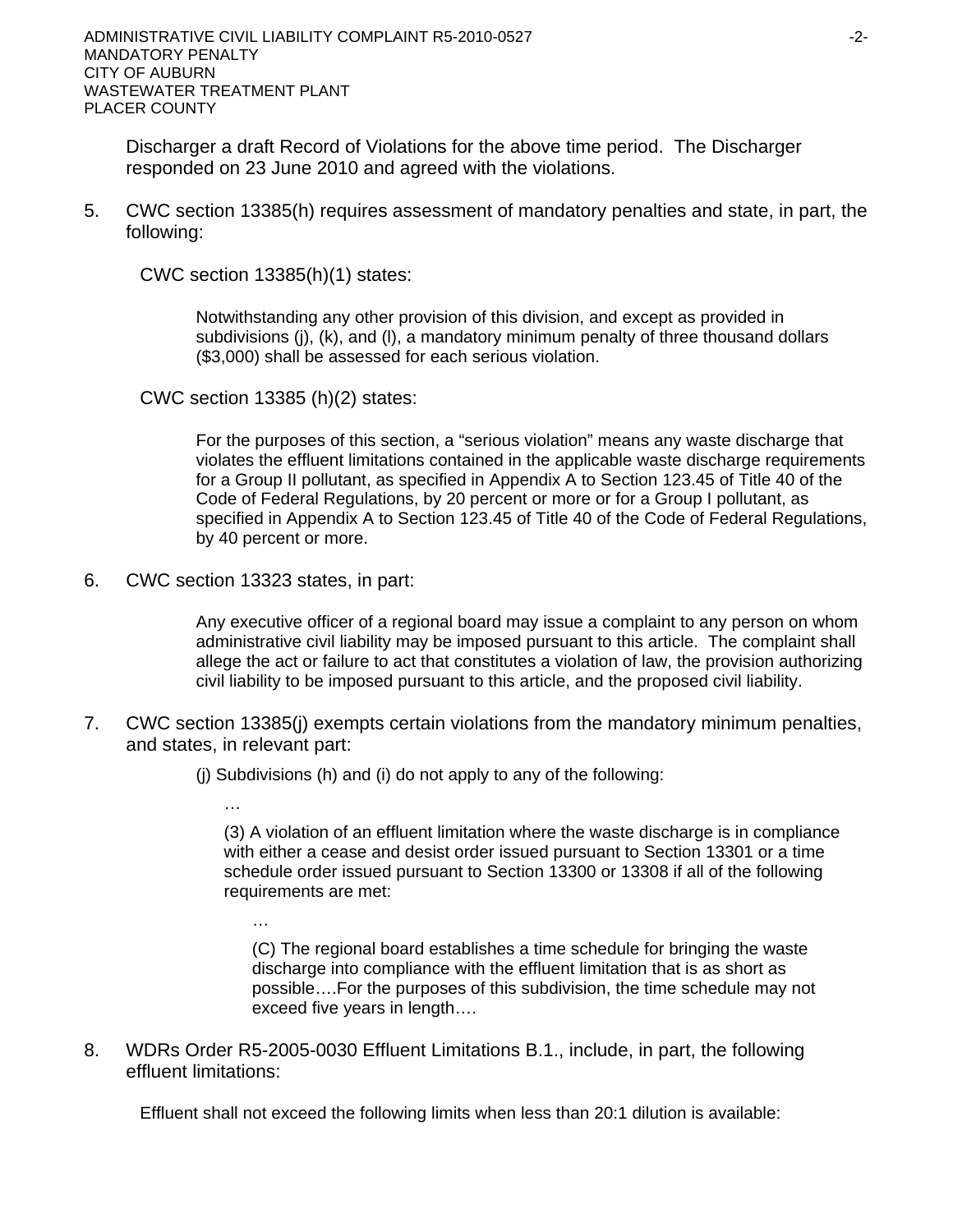Discharger a draft Record of Violations for the above time period. The Discharger responded on 23 June 2010 and agreed with the violations.

5. CWC section 13385(h) requires assessment of mandatory penalties and state, in part, the following:

   CWC section 13385(h)(1) states:

   > Notwithstanding any other provision of this division, and except as provided in subdivisions (j), (k), and (l), a mandatory minimum penalty of three thousand dollars ($3,000) shall be assessed for each serious violation.

   CWC section 13385 (h)(2) states:

   > For the purposes of this section, a "serious violation" means any waste discharge that violates the effluent limitations contained in the applicable waste discharge requirements for a Group II pollutant, as specified in Appendix A to Section 123.45 of Title 40 of the Code of Federal Regulations, by 20 percent or more or for a Group I pollutant, as specified in Appendix A to Section 123.45 of Title 40 of the Code of Federal Regulations, by 40 percent or more.

6. CWC section 13323 states, in part:

   > Any executive officer of a regional board may issue a complaint to any person on whom administrative civil liability may be imposed pursuant to this article. The complaint shall allege the act or failure to act that constitutes a violation of law, the provision authorizing civil liability to be imposed pursuant to this article, and the proposed civil liability.

7. CWC section 13385(j) exempts certain violations from the mandatory minimum penalties, and states, in relevant part:

   > (j) Subdivisions (h) and (i) do not apply to any of the following:
   >
   > …
   >
   > (3) A violation of an effluent limitation where the waste discharge is in compliance with either a cease and desist order issued pursuant to Section 13301 or a time schedule order issued pursuant to Section 13300 or 13308 if all of the following requirements are met:
   >
   > …
   >
   > (C) The regional board establishes a time schedule for bringing the waste discharge into compliance with the effluent limitation that is as short as possible….For the purposes of this subdivision, the time schedule may not exceed five years in length….

8. WDRs Order R5-2005-0030 Effluent Limitations B.1., include, in part, the following effluent limitations:

   Effluent shall not exceed the following limits when less than 20:1 dilution is available: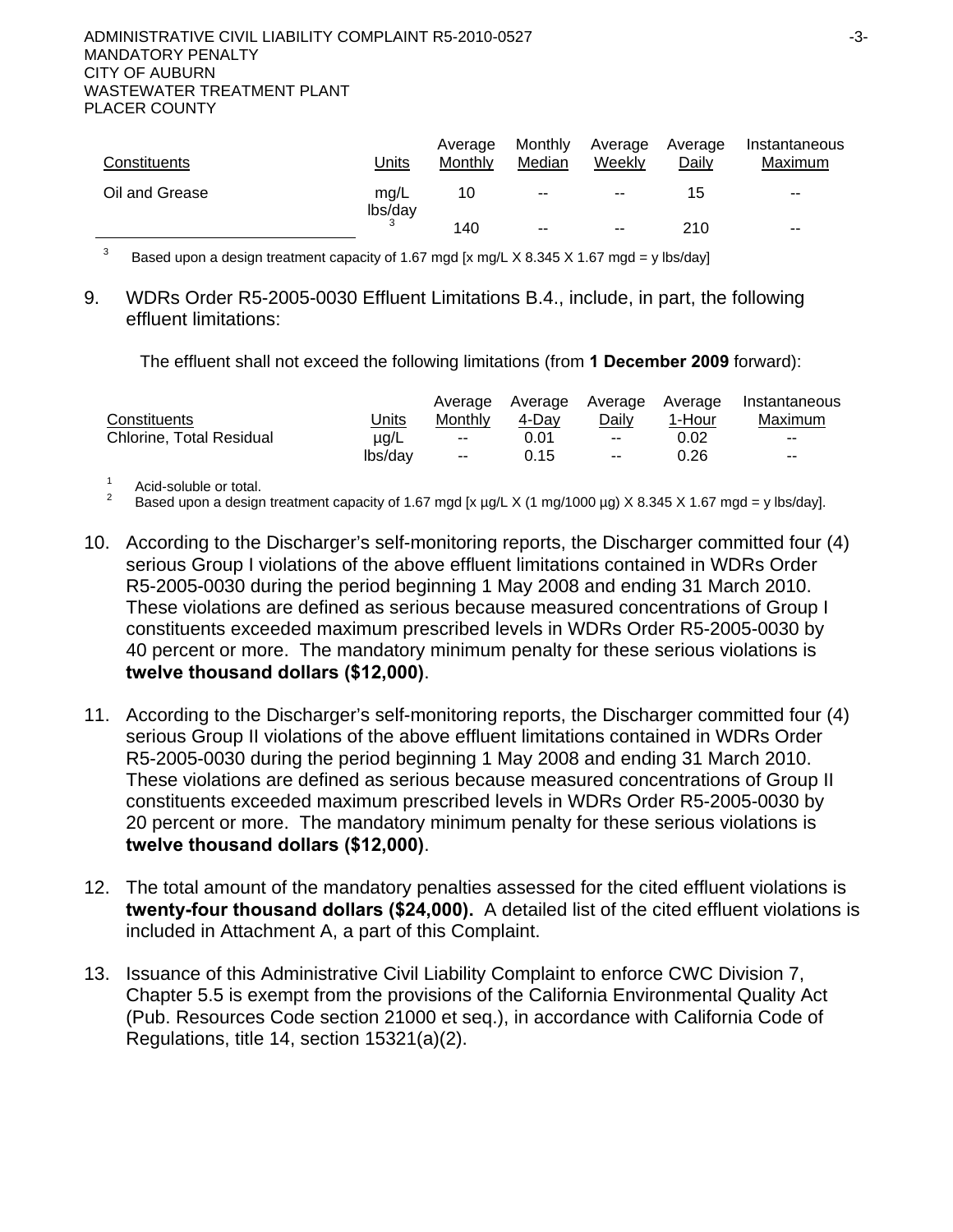| Constituents | Units | Average Monthly | Monthly Median | Average Weekly | Average Daily | Instantaneous Maximum |
|---|---|---|---|---|---|---|
| Oil and Grease | mg/L | 10 | -- | -- | 15 | -- |
| | lbs/day [3] | 140 | -- | -- | 210 | -- |

[3] Based upon a design treatment capacity of 1.67 mgd [x mg/L X 8.345 X 1.67 mgd = y lbs/day]

9. WDRs Order R5-2005-0030 Effluent Limitations B.4., include, in part, the following effluent limitations:

   The effluent shall not exceed the following limitations (from **1 December 2009** forward):

| Constituents | Units | Average Monthly | Average 4-Day | Average Daily | Average 1-Hour | Instantaneous Maximum |
|---|---|---|---|---|---|---|
| Chlorine, Total Residual | µg/L | -- | 0.01 | -- | 0.02 | -- |
| | lbs/day | -- | 0.15 | -- | 0.26 | -- |

[1] Acid-soluble or total.
[2] Based upon a design treatment capacity of 1.67 mgd [x µg/L X (1 mg/1000 µg) X 8.345 X 1.67 mgd = y lbs/day].

10. According to the Discharger's self-monitoring reports, the Discharger committed four (4) serious Group I violations of the above effluent limitations contained in WDRs Order R5-2005-0030 during the period beginning 1 May 2008 and ending 31 March 2010. These violations are defined as serious because measured concentrations of Group I constituents exceeded maximum prescribed levels in WDRs Order R5-2005-0030 by 40 percent or more. The mandatory minimum penalty for these serious violations is **twelve thousand dollars ($12,000)**.

11. According to the Discharger's self-monitoring reports, the Discharger committed four (4) serious Group II violations of the above effluent limitations contained in WDRs Order R5-2005-0030 during the period beginning 1 May 2008 and ending 31 March 2010. These violations are defined as serious because measured concentrations of Group II constituents exceeded maximum prescribed levels in WDRs Order R5-2005-0030 by 20 percent or more. The mandatory minimum penalty for these serious violations is **twelve thousand dollars ($12,000)**.

12. The total amount of the mandatory penalties assessed for the cited effluent violations is **twenty-four thousand dollars ($24,000).** A detailed list of the cited effluent violations is included in Attachment A, a part of this Complaint.

13. Issuance of this Administrative Civil Liability Complaint to enforce CWC Division 7, Chapter 5.5 is exempt from the provisions of the California Environmental Quality Act (Pub. Resources Code section 21000 et seq.), in accordance with California Code of Regulations, title 14, section 15321(a)(2).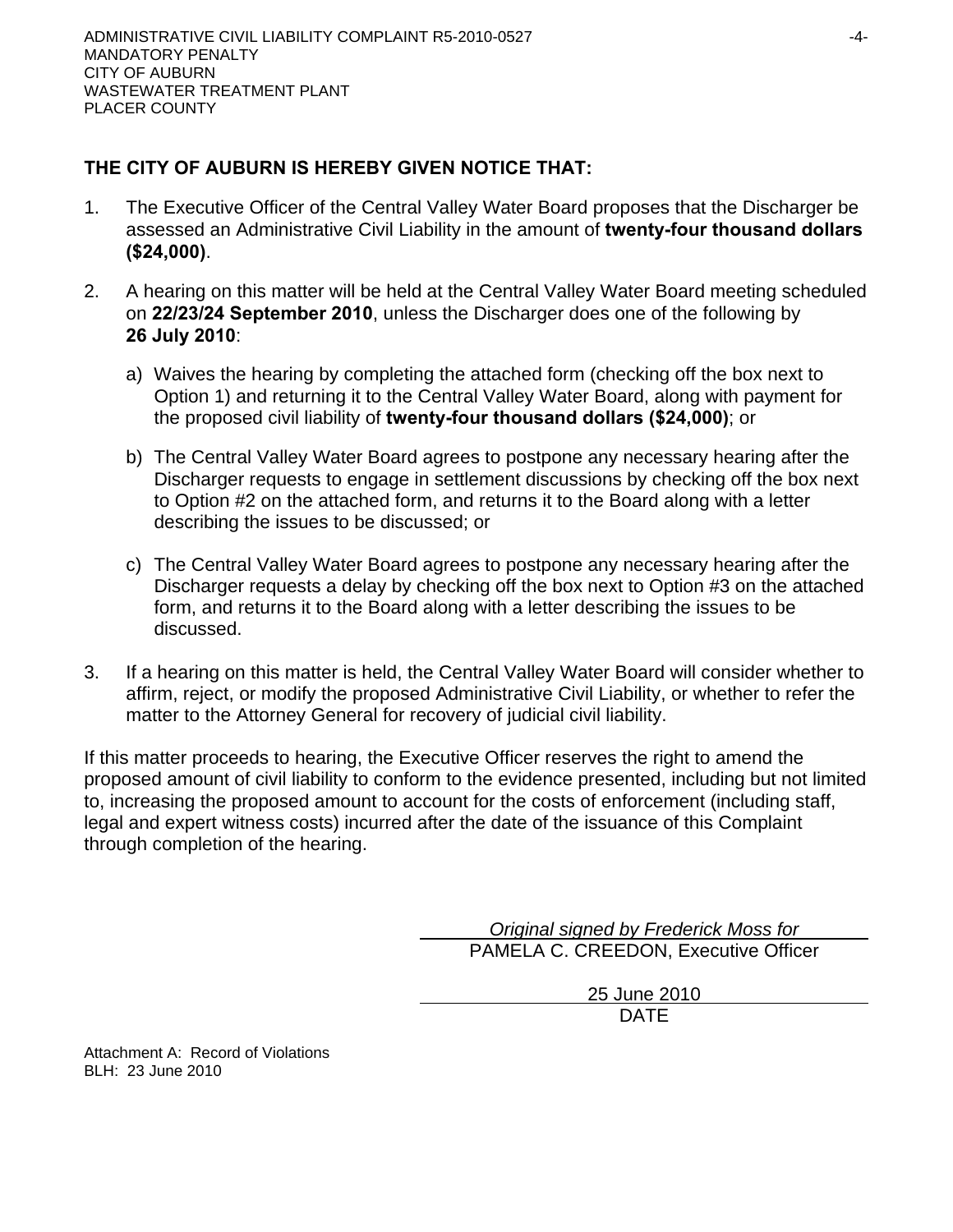**THE CITY OF AUBURN IS HEREBY GIVEN NOTICE THAT:**

1. The Executive Officer of the Central Valley Water Board proposes that the Discharger be assessed an Administrative Civil Liability in the amount of **twenty-four thousand dollars ($24,000)**.

2. A hearing on this matter will be held at the Central Valley Water Board meeting scheduled on **22/23/24 September 2010**, unless the Discharger does one of the following by **26 July 2010**:

   a) Waives the hearing by completing the attached form (checking off the box next to Option 1) and returning it to the Central Valley Water Board, along with payment for the proposed civil liability of **twenty-four thousand dollars ($24,000)**; or

   b) The Central Valley Water Board agrees to postpone any necessary hearing after the Discharger requests to engage in settlement discussions by checking off the box next to Option #2 on the attached form, and returns it to the Board along with a letter describing the issues to be discussed; or

   c) The Central Valley Water Board agrees to postpone any necessary hearing after the Discharger requests a delay by checking off the box next to Option #3 on the attached form, and returns it to the Board along with a letter describing the issues to be discussed.

3. If a hearing on this matter is held, the Central Valley Water Board will consider whether to affirm, reject, or modify the proposed Administrative Civil Liability, or whether to refer the matter to the Attorney General for recovery of judicial civil liability.

If this matter proceeds to hearing, the Executive Officer reserves the right to amend the proposed amount of civil liability to conform to the evidence presented, including but not limited to, increasing the proposed amount to account for the costs of enforcement (including staff, legal and expert witness costs) incurred after the date of the issuance of this Complaint through completion of the hearing.

*Original signed by Frederick Moss for*
PAMELA C. CREEDON, Executive Officer

25 June 2010
DATE

Attachment A: Record of Violations
BLH: 23 June 2010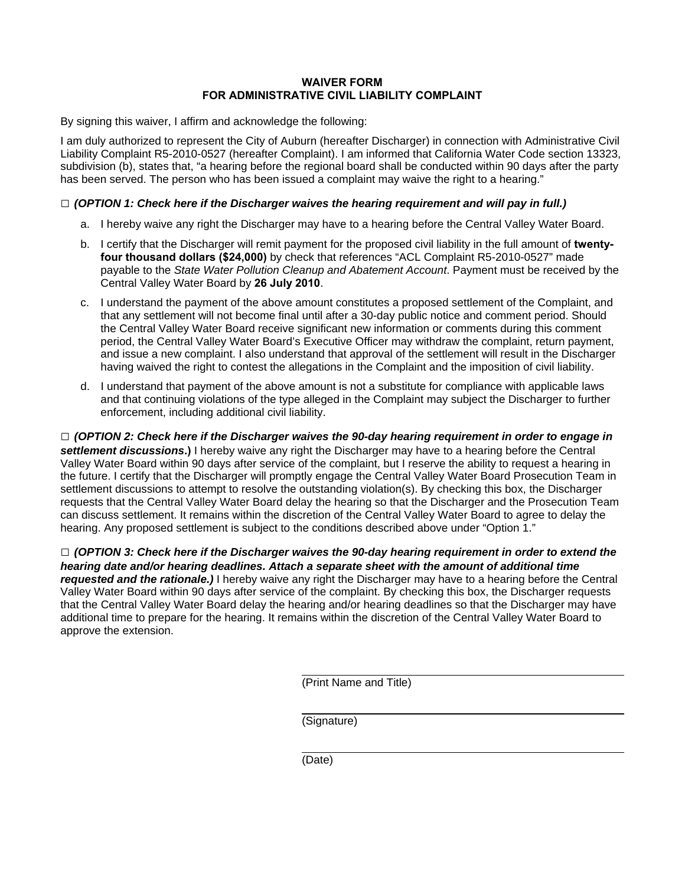# WAIVER FORM
# FOR ADMINISTRATIVE CIVIL LIABILITY COMPLAINT

By signing this waiver, I affirm and acknowledge the following:

I am duly authorized to represent the City of Auburn (hereafter Discharger) in connection with Administrative Civil Liability Complaint R5-2010-0527 (hereafter Complaint). I am informed that California Water Code section 13323, subdivision (b), states that, "a hearing before the regional board shall be conducted within 90 days after the party has been served. The person who has been issued a complaint may waive the right to a hearing."

□ ***(OPTION 1: Check here if the Discharger waives the hearing requirement and will pay in full.)***

a. I hereby waive any right the Discharger may have to a hearing before the Central Valley Water Board.

b. I certify that the Discharger will remit payment for the proposed civil liability in the full amount of **twenty-four thousand dollars ($24,000)** by check that references "ACL Complaint R5-2010-0527" made payable to the *State Water Pollution Cleanup and Abatement Account*. Payment must be received by the Central Valley Water Board by **26 July 2010**.

c. I understand the payment of the above amount constitutes a proposed settlement of the Complaint, and that any settlement will not become final until after a 30-day public notice and comment period. Should the Central Valley Water Board receive significant new information or comments during this comment period, the Central Valley Water Board's Executive Officer may withdraw the complaint, return payment, and issue a new complaint. I also understand that approval of the settlement will result in the Discharger having waived the right to contest the allegations in the Complaint and the imposition of civil liability.

d. I understand that payment of the above amount is not a substitute for compliance with applicable laws and that continuing violations of the type alleged in the Complaint may subject the Discharger to further enforcement, including additional civil liability.

□ ***(OPTION 2: Check here if the Discharger waives the 90-day hearing requirement in order to engage in settlement discussions.)*** I hereby waive any right the Discharger may have to a hearing before the Central Valley Water Board within 90 days after service of the complaint, but I reserve the ability to request a hearing in the future. I certify that the Discharger will promptly engage the Central Valley Water Board Prosecution Team in settlement discussions to attempt to resolve the outstanding violation(s). By checking this box, the Discharger requests that the Central Valley Water Board delay the hearing so that the Discharger and the Prosecution Team can discuss settlement. It remains within the discretion of the Central Valley Water Board to agree to delay the hearing. Any proposed settlement is subject to the conditions described above under "Option 1."

□ ***(OPTION 3: Check here if the Discharger waives the 90-day hearing requirement in order to extend the hearing date and/or hearing deadlines. Attach a separate sheet with the amount of additional time requested and the rationale.)*** I hereby waive any right the Discharger may have to a hearing before the Central Valley Water Board within 90 days after service of the complaint. By checking this box, the Discharger requests that the Central Valley Water Board delay the hearing and/or hearing deadlines so that the Discharger may have additional time to prepare for the hearing. It remains within the discretion of the Central Valley Water Board to approve the extension.

_______________________________________
(Print Name and Title)

_______________________________________
(Signature)

_______________________________________
(Date)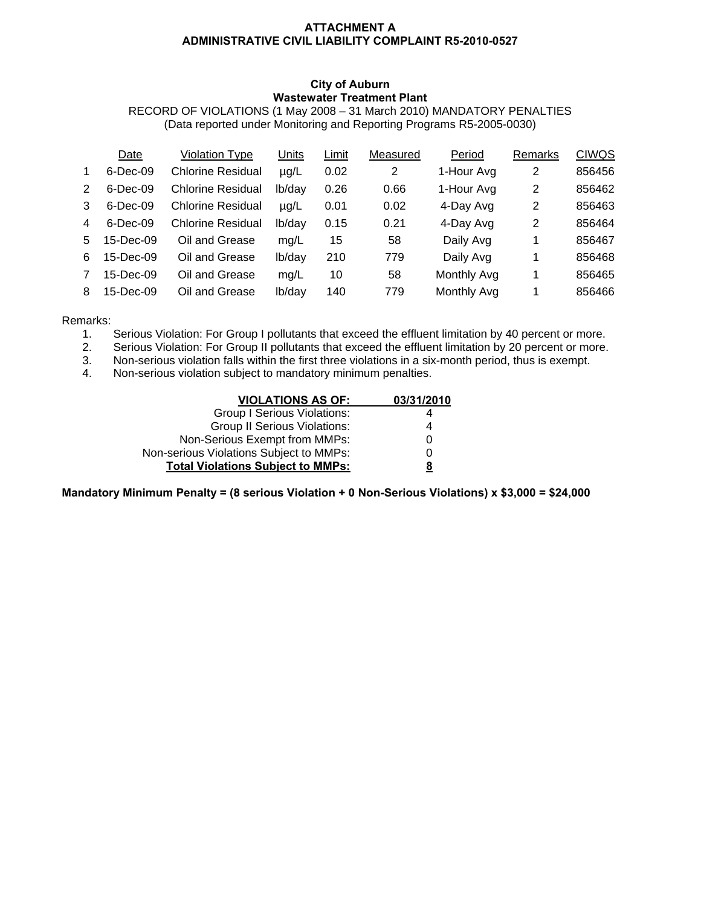**ATTACHMENT A**
**ADMINISTRATIVE CIVIL LIABILITY COMPLAINT R5-2010-0527**

**City of Auburn**
**Wastewater Treatment Plant**
RECORD OF VIOLATIONS (1 May 2008 – 31 March 2010) MANDATORY PENALTIES
(Data reported under Monitoring and Reporting Programs R5-2005-0030)

| | Date | Violation Type | Units | Limit | Measured | Period | Remarks | CIWQS |
|---|---|---|---|---|---|---|---|---|
| 1 | 6-Dec-09 | Chlorine Residual | µg/L | 0.02 | 2 | 1-Hour Avg | 2 | 856456 |
| 2 | 6-Dec-09 | Chlorine Residual | lb/day | 0.26 | 0.66 | 1-Hour Avg | 2 | 856462 |
| 3 | 6-Dec-09 | Chlorine Residual | µg/L | 0.01 | 0.02 | 4-Day Avg | 2 | 856463 |
| 4 | 6-Dec-09 | Chlorine Residual | lb/day | 0.15 | 0.21 | 4-Day Avg | 2 | 856464 |
| 5 | 15-Dec-09 | Oil and Grease | mg/L | 15 | 58 | Daily Avg | 1 | 856467 |
| 6 | 15-Dec-09 | Oil and Grease | lb/day | 210 | 779 | Daily Avg | 1 | 856468 |
| 7 | 15-Dec-09 | Oil and Grease | mg/L | 10 | 58 | Monthly Avg | 1 | 856465 |
| 8 | 15-Dec-09 | Oil and Grease | lb/day | 140 | 779 | Monthly Avg | 1 | 856466 |

Remarks:

1. Serious Violation: For Group I pollutants that exceed the effluent limitation by 40 percent or more.
2. Serious Violation: For Group II pollutants that exceed the effluent limitation by 20 percent or more.
3. Non-serious violation falls within the first three violations in a six-month period, thus is exempt.
4. Non-serious violation subject to mandatory minimum penalties.

| **VIOLATIONS AS OF:** | **03/31/2010** |
|---|---|
| Group I Serious Violations: | 4 |
| Group II Serious Violations: | 4 |
| Non-Serious Exempt from MMPs: | 0 |
| Non-serious Violations Subject to MMPs: | 0 |
| **Total Violations Subject to MMPs:** | **8** |

**Mandatory Minimum Penalty = (8 serious Violation + 0 Non-Serious Violations) x $3,000 = $24,000**